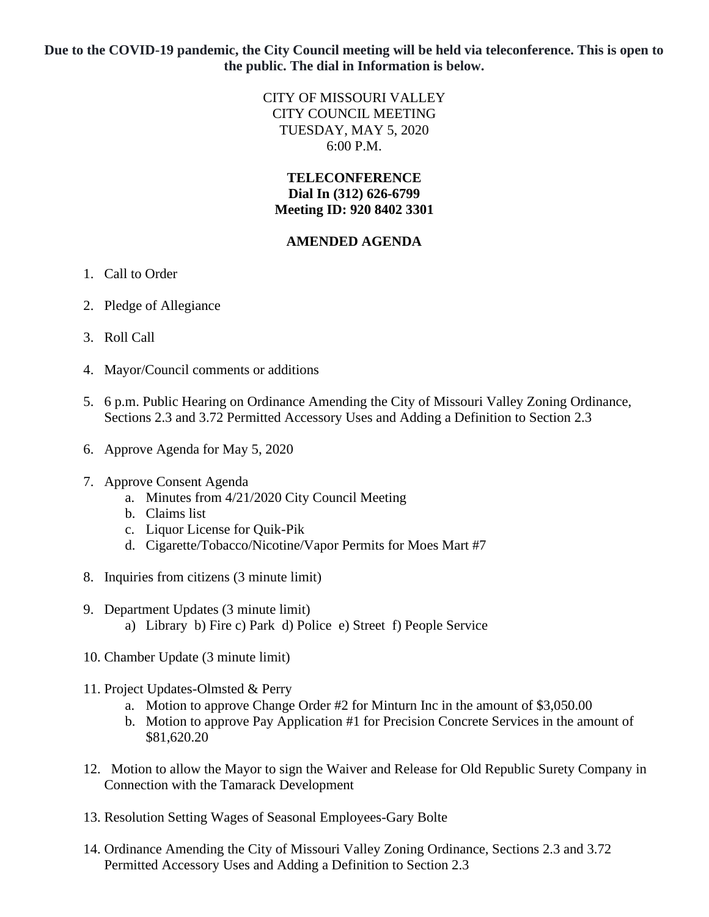**Due to the COVID-19 pandemic, the City Council meeting will be held via teleconference. This is open to the public. The dial in Information is below.**

CITY OF MISSOURI VALLEY
CITY COUNCIL MEETING
TUESDAY, MAY 5, 2020
6:00 P.M.

**TELECONFERENCE**
**Dial In (312) 626-6799**
**Meeting ID: 920 8402 3301**

## AMENDED AGENDA

1. Call to Order

2. Pledge of Allegiance

3. Roll Call

4. Mayor/Council comments or additions

5. 6 p.m. Public Hearing on Ordinance Amending the City of Missouri Valley Zoning Ordinance, Sections 2.3 and 3.72 Permitted Accessory Uses and Adding a Definition to Section 2.3

6. Approve Agenda for May 5, 2020

7. Approve Consent Agenda
   a. Minutes from 4/21/2020 City Council Meeting
   b. Claims list
   c. Liquor License for Quik-Pik
   d. Cigarette/Tobacco/Nicotine/Vapor Permits for Moes Mart #7

8. Inquiries from citizens (3 minute limit)

9. Department Updates (3 minute limit)
   a) Library b) Fire c) Park d) Police e) Street f) People Service

10. Chamber Update (3 minute limit)

11. Project Updates-Olmsted & Perry
    a. Motion to approve Change Order #2 for Minturn Inc in the amount of $3,050.00
    b. Motion to approve Pay Application #1 for Precision Concrete Services in the amount of $81,620.20

12. Motion to allow the Mayor to sign the Waiver and Release for Old Republic Surety Company in Connection with the Tamarack Development

13. Resolution Setting Wages of Seasonal Employees-Gary Bolte

14. Ordinance Amending the City of Missouri Valley Zoning Ordinance, Sections 2.3 and 3.72 Permitted Accessory Uses and Adding a Definition to Section 2.3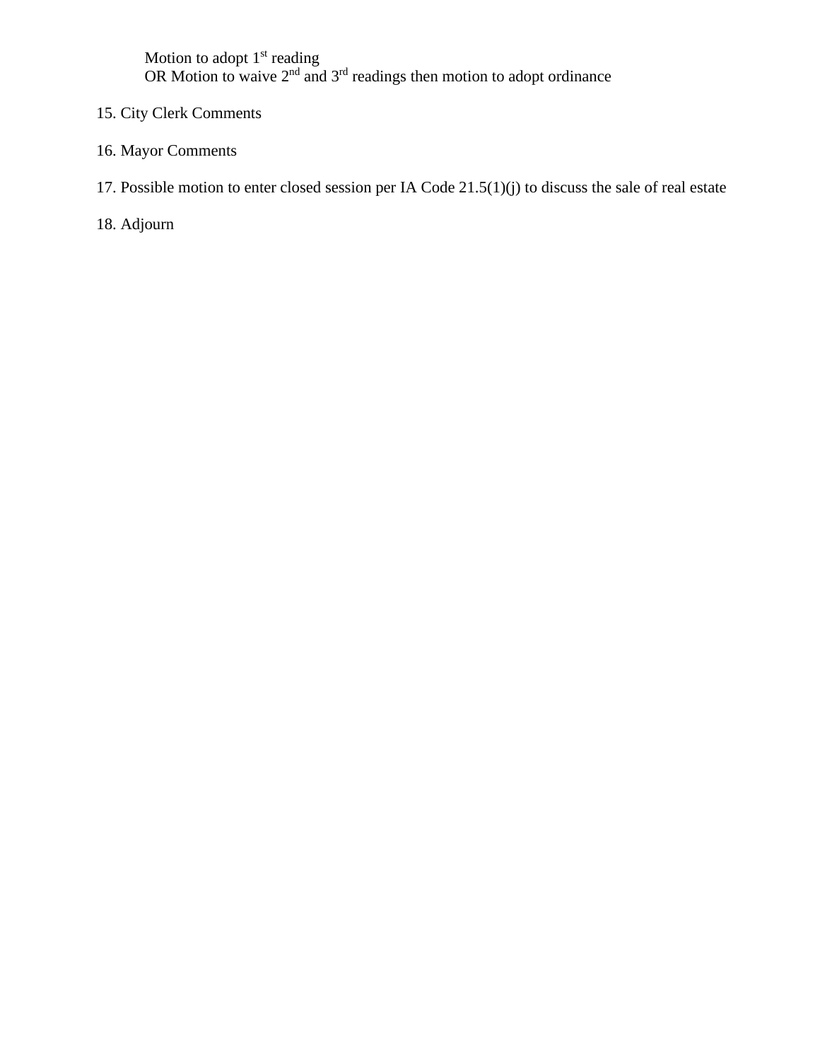Motion to adopt 1st reading
OR Motion to waive 2nd and 3rd readings then motion to adopt ordinance

15. City Clerk Comments

16. Mayor Comments

17. Possible motion to enter closed session per IA Code 21.5(1)(j) to discuss the sale of real estate

18. Adjourn